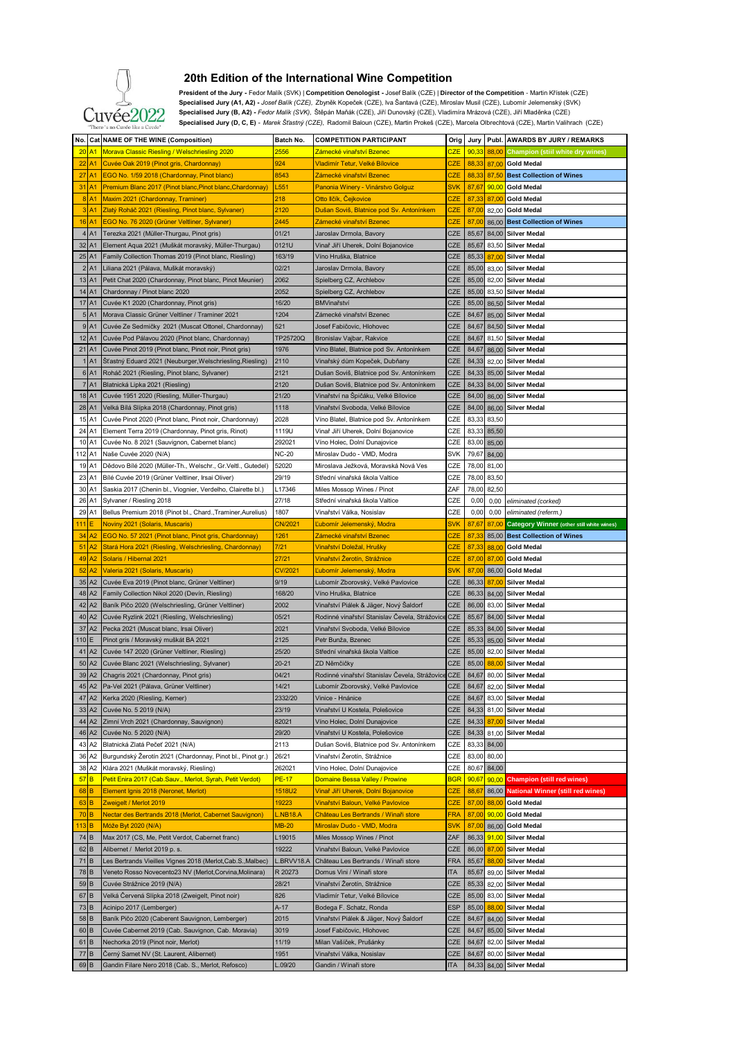Cuvée2022

"There's no Cuvée like a Cuvée"

# 20th Edition of the International Wine Competition

**President of the Jury -** Fedor Malík (SVK) | **Competition Oenologist -** Josef Balík (CZE) | **Director of the Competition** - Martin Křístek (CZE)
**Specialised Jury (A1, A2) -** *Josef Balík (CZE),* Zbyněk Kopeček (CZE), Iva Šantavá (CZE), Miroslav Musil (CZE), Lubomír Jelemenský (SVK)
**Specialised Jury (B, A2) -** *Fedor Malík (SVK),* Štěpán Maňák (CZE), Jiří Dunovský (CZE), Vladimíra Mrázová (CZE), Jiří Mladěnka (CZE)
**Specialised Jury (D, C, E)** - *Marek Šťastný (CZE),* Radomil Baloun (CZE), Martin Prokeš (CZE), Marcela Olbrechtová (CZE), Martin Valihrach (CZE)

| No. | Cat | NAME OF THE WINE (Composition) | Batch No. | COMPETITION PARTICIPANT | Orig | Jury | Publ. | AWARDS BY JURY / REMARKS |
|---|---|---|---|---|---|---|---|---|
| 20 | A1 | Morava Classic Riesling / Welschriesling 2020 | 2556 | Zámecké vinařství Bzenec | CZE | 90,33 | 88,00 | Champion (still white dry wines) |
| 22 | A1 | Cuvée Oak 2019 (Pinot gris, Chardonnay) | 924 | Vladimír Tetur, Velké Bílovice | CZE | 88,33 | 87,00 | Gold Medal |
| 27 | A1 | EGO No. 1/59 2018 (Chardonnay, Pinot blanc) | 8543 | Zámecké vinařství Bzenec | CZE | 88,33 | 87,50 | Best Collection of Wines |
| 31 | A1 | Premium Blanc 2017 (Pinot blanc,Pinot blanc,Chardonnay) | L551 | Panonia Winery - Vinárstvo Golguz | SVK | 87,67 | 90,00 | Gold Medal |
| 8 | A1 | Maxim 2021 (Chardonnay, Traminer) | 218 | Otto Ilčík, Čejkovice | CZE | 87,33 | 87,00 | Gold Medal |
| 3 | A1 | Zlatý Roháč 2021 (Riesling, Pinot blanc, Sylvaner) | 2120 | Dušan Soviš, Blatnice pod Sv. Antonínkem | CZE | 87,00 | 82,00 | Gold Medal |
| 16 | A1 | EGO No. 76 2020 (Grüner Veltliner, Sylvaner) | 2445 | Zámecké vinařství Bzenec | CZE | 87,00 | 86,00 | Best Collection of Wines |
| 4 | A1 | Terezka 2021 (Müller-Thurgau, Pinot gris) | 01/21 | Jaroslav Drmola, Bavory | CZE | 85,67 | 84,00 | Silver Medal |
| 32 | A1 | Element Aqua 2021 (Muškát moravský, Müller-Thurgau) | 0121U | Vinař Jiří Uherek, Dolní Bojanovice | CZE | 85,67 | 83,50 | Silver Medal |
| 25 | A1 | Family Collection Thomas 2019 (Pinot blanc, Riesling) | 163/19 | Víno Hruška, Blatnice | CZE | 85,33 | 87,00 | Silver Medal |
| 2 | A1 | Liliana 2021 (Pálava, Muškát moravský) | 02/21 | Jaroslav Drmola, Bavory | CZE | 85,00 | 83,00 | Silver Medal |
| 13 | A1 | Petit Chat 2020 (Chardonnay, Pinot blanc, Pinot Meunier) | 2062 | Spielberg CZ, Archlebov | CZE | 85,00 | 82,00 | Silver Medal |
| 14 | A1 | Chardonnay / Pinot blanc 2020 | 2052 | Spielberg CZ, Archlebov | CZE | 85,00 | 83,50 | Silver Medal |
| 17 | A1 | Cuvée K1 2020 (Chardonnay, Pinot gris) | 16/20 | BMVinařství | CZE | 85,00 | 86,50 | Silver Medal |
| 5 | A1 | Morava Classic Grüner Veltliner / Traminer 2021 | 1204 | Zámecké vinařství Bzenec | CZE | 84,67 | 85,00 | Silver Medal |
| 9 | A1 | Cuvée Ze Sedmičky 2021 (Muscat Ottonel, Chardonnay) | 521 | Josef Fabičovic, Hlohovec | CZE | 84,67 | 84,50 | Silver Medal |
| 12 | A1 | Cuvée Pod Pálavou 2020 (Pinot blanc, Chardonnay) | TP25720Q | Bronislav Vajbar, Rakvice | CZE | 84,67 | 81,50 | Silver Medal |
| 21 | A1 | Cuvée Pinot 2019 (Pinot blanc, Pinot noir, Pinot gris) | 1976 | Víno Blatel, Blatnice pod Sv. Antonínkem | CZE | 84,67 | 86,00 | Silver Medal |
| 1 | A1 | Šťastný Eduard 2021 (Neuburger,Welschriesling,Riesling) | 2110 | Vinařský dům Kopeček, Dubňany | CZE | 84,33 | 82,00 | Silver Medal |
| 6 | A1 | Roháč 2021 (Riesling, Pinot blanc, Sylvaner) | 2121 | Dušan Soviš, Blatnice pod Sv. Antonínkem | CZE | 84,33 | 85,00 | Silver Medal |
| 7 | A1 | Blatnická Lipka 2021 (Riesling) | 2120 | Dušan Soviš, Blatnice pod Sv. Antonínkem | CZE | 84,33 | 84,00 | Silver Medal |
| 18 | A1 | Cuvée 1951 2020 (Riesling, Müller-Thurgau) | 21/20 | Vinařství na Špičáku, Velké Bílovice | CZE | 84,00 | 86,00 | Silver Medal |
| 28 | A1 | Velká Bílá Slípka 2018 (Chardonnay, Pinot gris) | 1118 | Vinařství Svoboda, Velké Bílovice | CZE | 84,00 | 86,00 | Silver Medal |
| 15 | A1 | Cuvée Pinot 2020 (Pinot blanc, Pinot noir, Chardonnay) | 2028 | Víno Blatel, Blatnice pod Sv. Antonínkem | CZE | 83,33 | 83,50 | |
| 24 | A1 | Element Terra 2019 (Chardonnay, Pinot gris, Rinot) | 1119U | Vinař Jiří Uherek, Dolní Bojanovice | CZE | 83,33 | 85,50 | |
| 10 | A1 | Cuvée No. 8 2021 (Sauvignon, Cabernet blanc) | 292021 | Víno Holec, Dolní Dunajovice | CZE | 83,00 | 85,00 | |
| 112 | A1 | Naše Cuvée 2020 (N/A) | NC-20 | Miroslav Dudo - VMD, Modra | SVK | 79,67 | 84,00 | |
| 19 | A1 | Dědovo Bílé 2020 (Müller-Th., Welschr., Gr.Veltl., Gutedel) | 52020 | Miroslava Ježková, Moravská Nová Ves | CZE | 78,00 | 81,00 | |
| 23 | A1 | Bílé Cuvée 2019 (Grüner Veltliner, Irsai Oliver) | 29/19 | Střední vinařská škola Valtice | CZE | 78,00 | 83,50 | |
| 30 | A1 | Saskia 2017 (Chenin bl., Viognier, Verdelho, Clairette bl.) | L17346 | Miles Mossop Wines / Pinot | ZAF | 78,00 | 82,50 | |
| 26 | A1 | Sylvaner / Riesling 2018 | 27/18 | Střední vinařská škola Valtice | CZE | 0,00 | 0,00 | *eliminated (corked)* |
| 29 | A1 | Bellus Premium 2018 (Pinot bl., Chard.,Traminer,Aurelius) | 1807 | Vinařství Válka, Nosislav | CZE | 0,00 | 0,00 | *eliminated (referm.)* |
| 111 | E | Noviny 2021 (Solaris, Muscaris) | CN/2021 | Ľubomír Jelemenský, Modra | SVK | 87,67 | 87,00 | Category Winner (other still white wines) |
| 34 | A2 | EGO No. 57 2021 (Pinot blanc, Pinot gris, Chardonnay) | 1261 | Zámecké vinařství Bzenec | CZE | 87,33 | 85,00 | Best Collection of Wines |
| 51 | A2 | Stará Hora 2021 (Riesling, Welschriesling, Chardonnay) | 7/21 | Vinařství Doležal, Hrušky | CZE | 87,33 | 88,00 | Gold Medal |
| 49 | A2 | Solaris / Hibernal 2021 | 27/21 | Vinařství Žerotín, Strážnice | CZE | 87,00 | 87,00 | Gold Medal |
| 52 | A2 | Valeria 2021 (Solaris, Muscaris) | CV/2021 | Ľubomír Jelemenský, Modra | SVK | 87,00 | 86,00 | Gold Medal |
| 35 | A2 | Cuvée Eva 2019 (Pinot blanc, Grüner Veltliner) | 9/19 | Lubomír Zborovský, Velké Pavlovice | CZE | 86,33 | 87,00 | Silver Medal |
| 48 | A2 | Family Collection Nikol 2020 (Devín, Riesling) | 168/20 | Víno Hruška, Blatnice | CZE | 86,33 | 84,00 | Silver Medal |
| 42 | A2 | Baník Pičo 2020 (Welschriesling, Grüner Veltliner) | 2002 | Vinařství Piálek & Jäger, Nový Šaldorf | CZE | 86,00 | 83,00 | Silver Medal |
| 40 | A2 | Cuvée Ryzlink 2021 (Riesling, Welschriesling) | 05/21 | Rodinné vinařství Stanislav Čevela, Strážovice | CZE | 85,67 | 84,00 | Silver Medal |
| 37 | A2 | Pecka 2021 (Muscat blanc, Irsai Oliver) | 2021 | Vinařství Svoboda, Velké Bílovice | CZE | 85,33 | 84,00 | Silver Medal |
| 110 | E | Pinot gris / Moravský muškát BA 2021 | 2125 | Petr Bunža, Bzenec | CZE | 85,33 | 85,00 | Silver Medal |
| 41 | A2 | Cuvée 147 2020 (Grüner Veltliner, Riesling) | 25/20 | Střední vinařská škola Valtice | CZE | 85,00 | 82,00 | Silver Medal |
| 50 | A2 | Cuvée Blanc 2021 (Welschriesling, Sylvaner) | 20-21 | ZD Němčičky | CZE | 85,00 | 88,00 | Silver Medal |
| 39 | A2 | Chagris 2021 (Chardonnay, Pinot gris) | 04/21 | Rodinné vinařství Stanislav Čevela, Strážovice | CZE | 84,67 | 80,00 | Silver Medal |
| 45 | A2 | Pa-Vel 2021 (Pálava, Grüner Veltliner) | 14/21 | Lubomír Zborovský, Velké Pavlovice | CZE | 84,67 | 82,00 | Silver Medal |
| 47 | A2 | Kerka 2020 (Riesling, Kerner) | 2332/20 | Vinice - Hnánice | CZE | 84,67 | 83,00 | Silver Medal |
| 33 | A2 | Cuvée No. 5 2019 (N/A) | 23/19 | Vinařství U Kostela, Polešovice | CZE | 84,33 | 81,00 | Silver Medal |
| 44 | A2 | Zimní Vrch 2021 (Chardonnay, Sauvignon) | 82021 | Víno Holec, Dolní Dunajovice | CZE | 84,33 | 87,00 | Silver Medal |
| 46 | A2 | Cuvée No. 5 2020 (N/A) | 29/20 | Vinařství U Kostela, Polešovice | CZE | 84,33 | 81,00 | Silver Medal |
| 43 | A2 | Blatnická Zlatá Pečeť 2021 (N/A) | 2113 | Dušan Soviš, Blatnice pod Sv. Antonínkem | CZE | 83,33 | 84,00 | |
| 36 | A2 | Burgundský Žerotín 2021 (Chardonnay, Pinot bl., Pinot gr.) | 26/21 | Vinařství Žerotín, Strážnice | CZE | 83,00 | 80,00 | |
| 38 | A2 | Klára 2021 (Muškát moravský, Riesling) | 262021 | Víno Holec, Dolní Dunajovice | CZE | 80,67 | 84,00 | |
| 57 | B | Petit Enira 2017 (Cab.Sauv., Merlot, Syrah, Petit Verdot) | PE-17 | Domaine Bessa Valley / Prowine | BGR | 90,67 | 90,00 | Champion (still red wines) |
| 68 | B | Element Ignis 2018 (Neronet, Merlot) | 1518U2 | Vinař Jiří Uherek, Dolní Bojanovice | CZE | 88,67 | 86,00 | National Winner (still red wines) |
| 63 | B | Zweigelt / Merlot 2019 | 19223 | Vinařství Baloun, Velké Pavlovice | CZE | 87,00 | 88,00 | Gold Medal |
| 70 | B | Nectar des Bertrands 2018 (Merlot, Cabernet Sauvignon) | L.NB18.A | Château Les Bertrands / Winaři store | FRA | 87,00 | 90,00 | Gold Medal |
| 113 | B | Može Byt 2020 (N/A) | MB-20 | Miroslav Dudo - VMD, Modra | SVK | 87,00 | 86,00 | Gold Medal |
| 74 | B | Max 2017 (CS, Me, Petit Verdot, Cabernet franc) | L19015 | Miles Mossop Wines / Pinot | ZAF | 86,33 | 91,00 | Silver Medal |
| 62 | B | Alibernet / Merlot 2019 p. s. | 19222 | Vinařství Baloun, Velké Pavlovice | CZE | 86,00 | 87,00 | Silver Medal |
| 71 | B | Les Bertrands Vieilles Vignes 2018 (Merlot,Cab.S.,Malbec) | L.BRVV18.A | Château Les Bertrands / Winaři store | FRA | 85,67 | 88,00 | Silver Medal |
| 78 | B | Veneto Rosso Novecento23 NV (Merlot,Corvina,Molinara) | R 20273 | Domus Vini / Winaři store | ITA | 85,67 | 89,00 | Silver Medal |
| 59 | B | Cuvée Strážnice 2019 (N/A) | 28/21 | Vinařství Žerotín, Strážnice | CZE | 85,33 | 82,00 | Silver Medal |
| 67 | B | Velká Červená Slípka 2018 (Zweigelt, Pinot noir) | 826 | Vladimír Tetur, Velké Bílovice | CZE | 85,00 | 83,00 | Silver Medal |
| 73 | B | Acinipo 2017 (Lemberger) | A-17 | Bodega F. Schatz, Ronda | ESP | 85,00 | 88,00 | Silver Medal |
| 58 | B | Baník Pičo 2020 (Caberent Sauvignon, Lemberger) | 2015 | Vinařství Piálek & Jäger, Nový Šaldorf | CZE | 84,67 | 84,00 | Silver Medal |
| 60 | B | Cuvée Cabernet 2019 (Cab. Sauvignon, Cab. Moravia) | 3019 | Josef Fabičovic, Hlohovec | CZE | 84,67 | 85,00 | Silver Medal |
| 61 | B | Nechorka 2019 (Pinot noir, Merlot) | 11/19 | Milan Vašíček, Prušánky | CZE | 84,67 | 82,00 | Silver Medal |
| 77 | B | Černý Samet NV (St. Laurent, Alibernet) | 1951 | Vinařství Válka, Nosislav | CZE | 84,67 | 80,00 | Silver Medal |
| 69 | B | Gandin Filare Nero 2018 (Cab. S., Merlot, Refosco) | L.09/20 | Gandin / Winaři store | ITA | 84,33 | 84,00 | Silver Medal |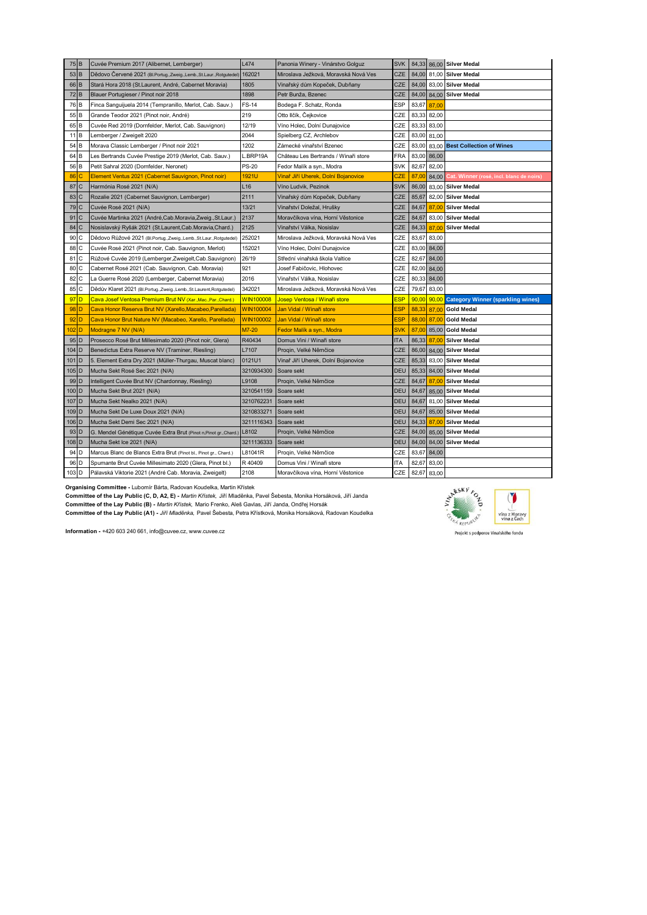| | | | | | | | | |
|---|---|---|---|---|---|---|---|---|
| 75 | B | Cuvée Premium 2017 (Alibernet, Lemberger) | L474 | Panonia Winery - Vinárstvo Golguz | SVK | 84,33 | 86,00 | Silver Medal |
| 53 | B | Dědovo Červené 2021 (Bl.Portug.,Zweig.,Lemb.,St.Laur.,Rotgutedel) | 162021 | Miroslava Ježková, Moravská Nová Ves | CZE | 84,00 | 81,00 | Silver Medal |
| 66 | B | Stará Hora 2018 (St.Laurent, André, Cabernet Moravia) | 1805 | Vinařský dům Kopeček, Dubňany | CZE | 84,00 | 83,00 | Silver Medal |
| 72 | B | Blauer Portugieser / Pinot noir 2018 | 1898 | Petr Bunža, Bzenec | CZE | 84,00 | 84,00 | Silver Medal |
| 76 | B | Finca Sanguijuela 2014 (Tempranillo, Merlot, Cab. Sauv.) | FS-14 | Bodega F. Schatz, Ronda | ESP | 83,67 | 87,00 | |
| 55 | B | Grande Teodor 2021 (Pinot noir, André) | 219 | Otto Ilčík, Čejkovice | CZE | 83,33 | 82,00 | |
| 65 | B | Cuvée Red 2019 (Dornfelder, Merlot, Cab. Sauvignon) | 12/19 | Víno Holec, Dolní Dunajovice | CZE | 83,33 | 83,00 | |
| 11 | B | Lemberger / Zweigelt 2020 | 2044 | Spielberg CZ, Archlebov | CZE | 83,00 | 81,00 | |
| 54 | B | Morava Classic Lemberger / Pinot noir 2021 | 1202 | Zámecké vinařství Bzenec | CZE | 83,00 | 83,00 | Best Collection of Wines |
| 64 | B | Les Bertrands Cuvée Prestige 2019 (Merlot, Cab. Sauv.) | L.BRP19A | Château Les Bertrands / Winaři store | FRA | 83,00 | 86,00 | |
| 56 | B | Petit Sahral 2020 (Dornfelder, Neronet) | PS-20 | Fedor Malík a syn., Modra | SVK | 82,67 | 82,00 | |
| 86 | C | Element Ventus 2021 (Cabernet Sauvignon, Pinot noir) | 1921U | Vinař Jiří Uherek, Dolní Bojanovice | CZE | 87,00 | 84,00 | Cat. Winner (rosé, incl. blanc de noirs) |
| 87 | C | Harmónia Rosé 2021 (N/A) | L16 | Víno Ludvik, Pezinok | SVK | 86,00 | 83,00 | Silver Medal |
| 83 | C | Rozalie 2021 (Cabernet Sauvignon, Lemberger) | 2111 | Vinařský dům Kopeček, Dubňany | CZE | 85,67 | 82,00 | Silver Medal |
| 79 | C | Cuvée Rosé 2021 (N/A) | 13/21 | Vinařství Doležal, Hrušky | CZE | 84,67 | 87,00 | Silver Medal |
| 91 | C | Cuvée Martinka 2021 (André,Cab.Moravia,Zweig.,St.Laur.) | 2137 | Moravčíkova vína, Horní Věstonice | CZE | 84,67 | 83,00 | Silver Medal |
| 84 | C | Nosislavský Ryšák 2021 (St.Laurent,Cab.Moravia,Chard.) | 2125 | Vinařství Válka, Nosislav | CZE | 84,33 | 87,00 | Silver Medal |
| 90 | C | Dědovo Růžové 2021 (Bl.Portug.,Zweig.,Lemb.,St.Laur.,Rotgutedel) | 252021 | Miroslava Ježková, Moravská Nová Ves | CZE | 83,67 | 83,00 | |
| 88 | C | Cuvée Rosé 2021 (Pinot noir, Cab. Sauvignon, Merlot) | 152021 | Víno Holec, Dolní Dunajovice | CZE | 83,00 | 84,00 | |
| 81 | C | Růžové Cuvée 2019 (Lemberger,Zweigelt,Cab.Sauvignon) | 26/19 | Střední vinařská škola Valtice | CZE | 82,67 | 84,00 | |
| 80 | C | Cabernet Rosé 2021 (Cab. Sauvignon, Cab. Moravia) | 921 | Josef Fabičovic, Hlohovec | CZE | 82,00 | 84,00 | |
| 82 | C | La Guerre Rosé 2020 (Lemberger, Cabernet Moravia) | 2016 | Vinařství Válka, Nosislav | CZE | 80,33 | 84,00 | |
| 85 | C | Dědův Klaret 2021 (Bl.Portug.,Zweig.,Lemb.,St.Laurent,Rotgutedel) | 342021 | Miroslava Ježková, Moravská Nová Ves | CZE | 79,67 | 83,00 | |
| 97 | D | Cava Josef Ventosa Premium Brut NV (Xar.,Mac.,Par.,Chard.) | WIN100008 | Josep Ventosa / Winaři store | ESP | 90,00 | 90,00 | Category Winner (sparkling wines) |
| 98 | D | Cava Honor Reserva Brut NV (Xarello,Macabeo,Parellada) | WIN100004 | Jan Vidal / Winaři store | ESP | 88,33 | 87,00 | Gold Medal |
| 92 | D | Cava Honor Brut Nature NV (Macabeo, Xarello, Parellada) | WIN100002 | Jan Vidal / Winaři store | ESP | 88,00 | 87,00 | Gold Medal |
| 102 | D | Modragne 7 NV (N/A) | M7-20 | Fedor Malík a syn., Modra | SVK | 87,00 | 85,00 | Gold Medal |
| 95 | D | Prosecco Rosé Brut Millesimato 2020 (Pinot noir, Glera) | R40434 | Domus Vini / Winaři store | ITA | 86,33 | 87,00 | Silver Medal |
| 104 | D | Benedictus Extra Reserve NV (Traminer, Riesling) | L7107 | Proqin, Velké Němčice | CZE | 86,00 | 84,00 | Silver Medal |
| 101 | D | 5. Element Extra Dry 2021 (Müller-Thurgau, Muscat blanc) | 0121U1 | Vinař Jiří Uherek, Dolní Bojanovice | CZE | 85,33 | 83,00 | Silver Medal |
| 105 | D | Mucha Sekt Rosé Sec 2021 (N/A) | 3210934300 | Soare sekt | DEU | 85,33 | 84,00 | Silver Medal |
| 99 | D | Intelligent Cuvée Brut NV (Chardonnay, Riesling) | L9108 | Proqin, Velké Němčice | CZE | 84,67 | 87,00 | Silver Medal |
| 100 | D | Mucha Sekt Brut 2021 (N/A) | 3210541159 | Soare sekt | DEU | 84,67 | 85,00 | Silver Medal |
| 107 | D | Mucha Sekt Nealko 2021 (N/A) | 3210762231 | Soare sekt | DEU | 84,67 | 81,00 | Silver Medal |
| 109 | D | Mucha Sekt De Luxe Doux 2021 (N/A) | 3210833271 | Soare sekt | DEU | 84,67 | 85,00 | Silver Medal |
| 106 | D | Mucha Sekt Demi Sec 2021 (N/A) | 3211116343 | Soare sekt | DEU | 84,33 | 87,00 | Silver Medal |
| 93 | D | G. Mendel Génétique Cuvée Extra Brut (Pinot n,Pinot gr.,Chard.) | L8102 | Proqin, Velké Němčice | CZE | 84,00 | 85,00 | Silver Medal |
| 108 | D | Mucha Sekt Ice 2021 (N/A) | 3211136333 | Soare sekt | DEU | 84,00 | 84,00 | Silver Medal |
| 94 | D | Marcus Blanc de Blancs Extra Brut (Pinot bl., Pinot gr., Chard.) | L81041R | Proqin, Velké Němčice | CZE | 83,67 | 84,00 | |
| 96 | D | Spumante Brut Cuvée Millesimato 2020 (Glera, Pinot bl.) | R 40409 | Domus Vini / Winaři store | ITA | 82,67 | 83,00 | |
| 103 | D | Pálavská Viktorie 2021 (André Cab. Moravia, Zweigelt) | 2108 | Moravčíkova vína, Horní Věstonice | CZE | 82,67 | 83,00 | |

**Organising Committee -** Lubomír Bárta, Radovan Koudelka, Martin Křístek

**Committee of the Lay Public (C, D, A2, E) -** *Martin Křístek*, Jiří Mladěnka, Pavel Šebesta, Monika Horsáková, Jiří Janda

**Committee of the Lay Public (B) -** *Martin Křístek*, Mario Frenko, Aleš Gavlas, Jiří Janda, Ondřej Horsák

**Committee of the Lay Public (A1) -** *Jiří Mladěnka*, Pavel Šebesta, Petra Křístková, Monika Horsáková, Radovan Koudelka

**Information -** +420 603 240 661, info@cuvee.cz, www.cuvee.cz

Projekt s podporou Vinařského fondu